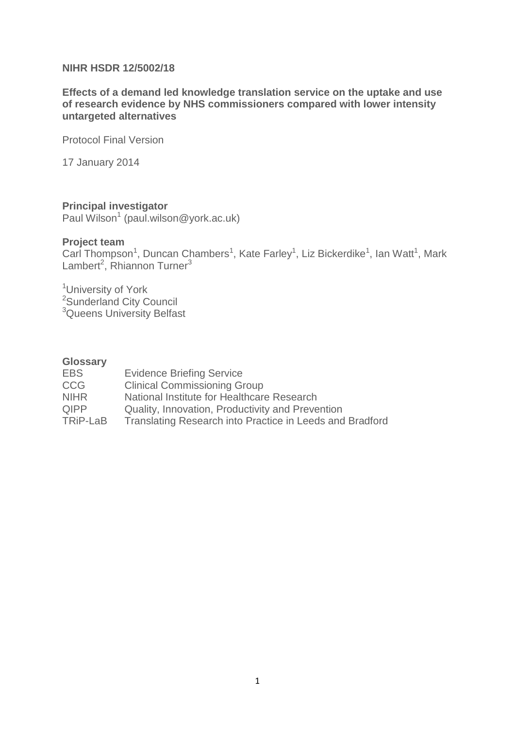**NIHR HSDR 12/5002/18**

**Effects of a demand led knowledge translation service on the uptake and use of research evidence by NHS commissioners compared with lower intensity untargeted alternatives**

Protocol Final Version

17 January 2014

**Principal investigator**
Paul Wilson[1] (paul.wilson@york.ac.uk)

**Project team**
Carl Thompson[1], Duncan Chambers[1], Kate Farley[1], Liz Bickerdike[1], Ian Watt[1], Mark Lambert[2], Rhiannon Turner[3]

[1]University of York
[2]Sunderland City Council
[3]Queens University Belfast

**Glossary**

| | |
|---|---|
| EBS | Evidence Briefing Service |
| CCG | Clinical Commissioning Group |
| NIHR | National Institute for Healthcare Research |
| QIPP | Quality, Innovation, Productivity and Prevention |
| TRiP-LaB | Translating Research into Practice in Leeds and Bradford |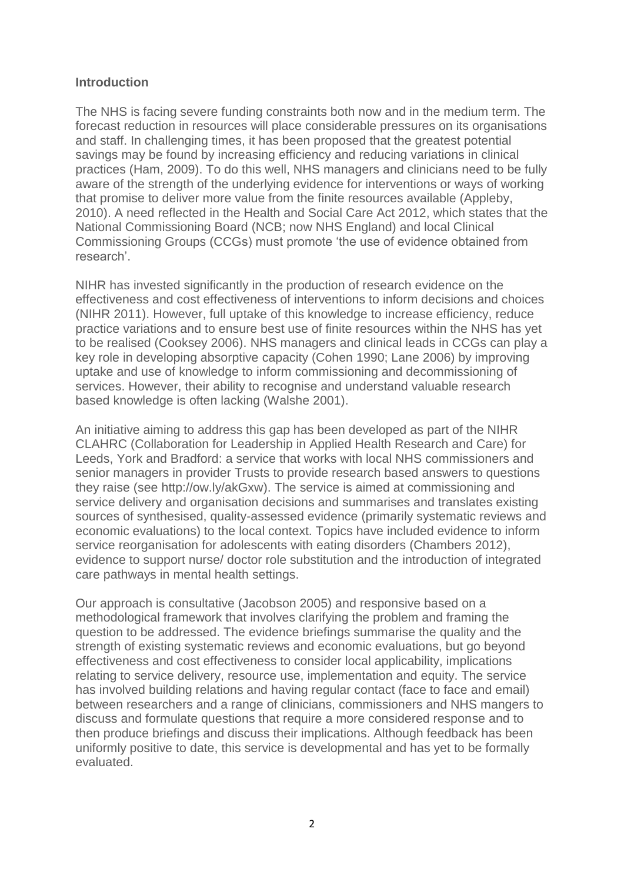## Introduction

The NHS is facing severe funding constraints both now and in the medium term. The forecast reduction in resources will place considerable pressures on its organisations and staff. In challenging times, it has been proposed that the greatest potential savings may be found by increasing efficiency and reducing variations in clinical practices (Ham, 2009). To do this well, NHS managers and clinicians need to be fully aware of the strength of the underlying evidence for interventions or ways of working that promise to deliver more value from the finite resources available (Appleby, 2010). A need reflected in the Health and Social Care Act 2012, which states that the National Commissioning Board (NCB; now NHS England) and local Clinical Commissioning Groups (CCGs) must promote 'the use of evidence obtained from research'.

NIHR has invested significantly in the production of research evidence on the effectiveness and cost effectiveness of interventions to inform decisions and choices (NIHR 2011). However, full uptake of this knowledge to increase efficiency, reduce practice variations and to ensure best use of finite resources within the NHS has yet to be realised (Cooksey 2006). NHS managers and clinical leads in CCGs can play a key role in developing absorptive capacity (Cohen 1990; Lane 2006) by improving uptake and use of knowledge to inform commissioning and decommissioning of services. However, their ability to recognise and understand valuable research based knowledge is often lacking (Walshe 2001).

An initiative aiming to address this gap has been developed as part of the NIHR CLAHRC (Collaboration for Leadership in Applied Health Research and Care) for Leeds, York and Bradford: a service that works with local NHS commissioners and senior managers in provider Trusts to provide research based answers to questions they raise (see http://ow.ly/akGxw). The service is aimed at commissioning and service delivery and organisation decisions and summarises and translates existing sources of synthesised, quality-assessed evidence (primarily systematic reviews and economic evaluations) to the local context. Topics have included evidence to inform service reorganisation for adolescents with eating disorders (Chambers 2012), evidence to support nurse/ doctor role substitution and the introduction of integrated care pathways in mental health settings.

Our approach is consultative (Jacobson 2005) and responsive based on a methodological framework that involves clarifying the problem and framing the question to be addressed. The evidence briefings summarise the quality and the strength of existing systematic reviews and economic evaluations, but go beyond effectiveness and cost effectiveness to consider local applicability, implications relating to service delivery, resource use, implementation and equity. The service has involved building relations and having regular contact (face to face and email) between researchers and a range of clinicians, commissioners and NHS mangers to discuss and formulate questions that require a more considered response and to then produce briefings and discuss their implications. Although feedback has been uniformly positive to date, this service is developmental and has yet to be formally evaluated.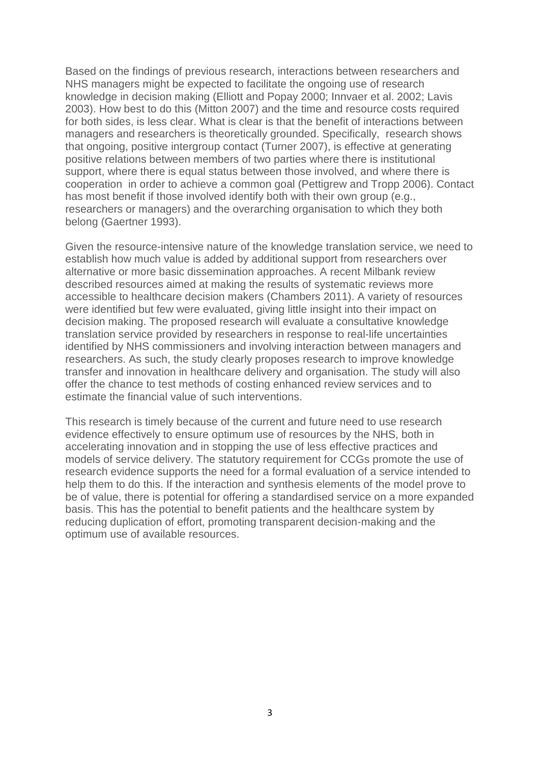Based on the findings of previous research, interactions between researchers and NHS managers might be expected to facilitate the ongoing use of research knowledge in decision making (Elliott and Popay 2000; Innvaer et al. 2002; Lavis 2003). How best to do this (Mitton 2007) and the time and resource costs required for both sides, is less clear. What is clear is that the benefit of interactions between managers and researchers is theoretically grounded. Specifically, research shows that ongoing, positive intergroup contact (Turner 2007), is effective at generating positive relations between members of two parties where there is institutional support, where there is equal status between those involved, and where there is cooperation in order to achieve a common goal (Pettigrew and Tropp 2006). Contact has most benefit if those involved identify both with their own group (e.g., researchers or managers) and the overarching organisation to which they both belong (Gaertner 1993).

Given the resource-intensive nature of the knowledge translation service, we need to establish how much value is added by additional support from researchers over alternative or more basic dissemination approaches. A recent Milbank review described resources aimed at making the results of systematic reviews more accessible to healthcare decision makers (Chambers 2011). A variety of resources were identified but few were evaluated, giving little insight into their impact on decision making. The proposed research will evaluate a consultative knowledge translation service provided by researchers in response to real-life uncertainties identified by NHS commissioners and involving interaction between managers and researchers. As such, the study clearly proposes research to improve knowledge transfer and innovation in healthcare delivery and organisation. The study will also offer the chance to test methods of costing enhanced review services and to estimate the financial value of such interventions.

This research is timely because of the current and future need to use research evidence effectively to ensure optimum use of resources by the NHS, both in accelerating innovation and in stopping the use of less effective practices and models of service delivery. The statutory requirement for CCGs promote the use of research evidence supports the need for a formal evaluation of a service intended to help them to do this. If the interaction and synthesis elements of the model prove to be of value, there is potential for offering a standardised service on a more expanded basis. This has the potential to benefit patients and the healthcare system by reducing duplication of effort, promoting transparent decision-making and the optimum use of available resources.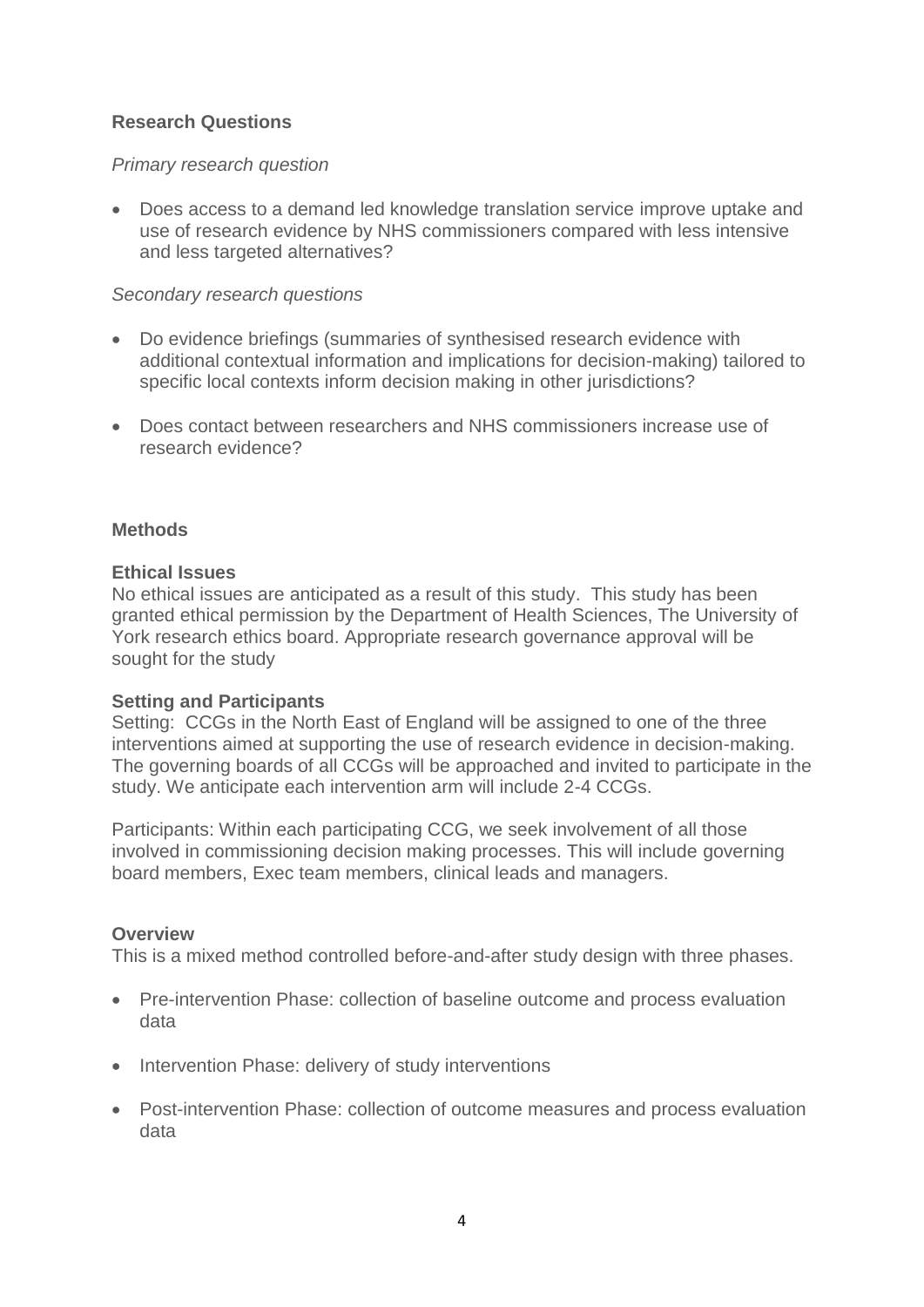## Research Questions

*Primary research question*

- Does access to a demand led knowledge translation service improve uptake and use of research evidence by NHS commissioners compared with less intensive and less targeted alternatives?

*Secondary research questions*

- Do evidence briefings (summaries of synthesised research evidence with additional contextual information and implications for decision-making) tailored to specific local contexts inform decision making in other jurisdictions?
- Does contact between researchers and NHS commissioners increase use of research evidence?

## Methods

### Ethical Issues

No ethical issues are anticipated as a result of this study. This study has been granted ethical permission by the Department of Health Sciences, The University of York research ethics board. Appropriate research governance approval will be sought for the study

### Setting and Participants

Setting: CCGs in the North East of England will be assigned to one of the three interventions aimed at supporting the use of research evidence in decision-making. The governing boards of all CCGs will be approached and invited to participate in the study. We anticipate each intervention arm will include 2-4 CCGs.

Participants: Within each participating CCG, we seek involvement of all those involved in commissioning decision making processes. This will include governing board members, Exec team members, clinical leads and managers.

### Overview

This is a mixed method controlled before-and-after study design with three phases.

- Pre-intervention Phase: collection of baseline outcome and process evaluation data
- Intervention Phase: delivery of study interventions
- Post-intervention Phase: collection of outcome measures and process evaluation data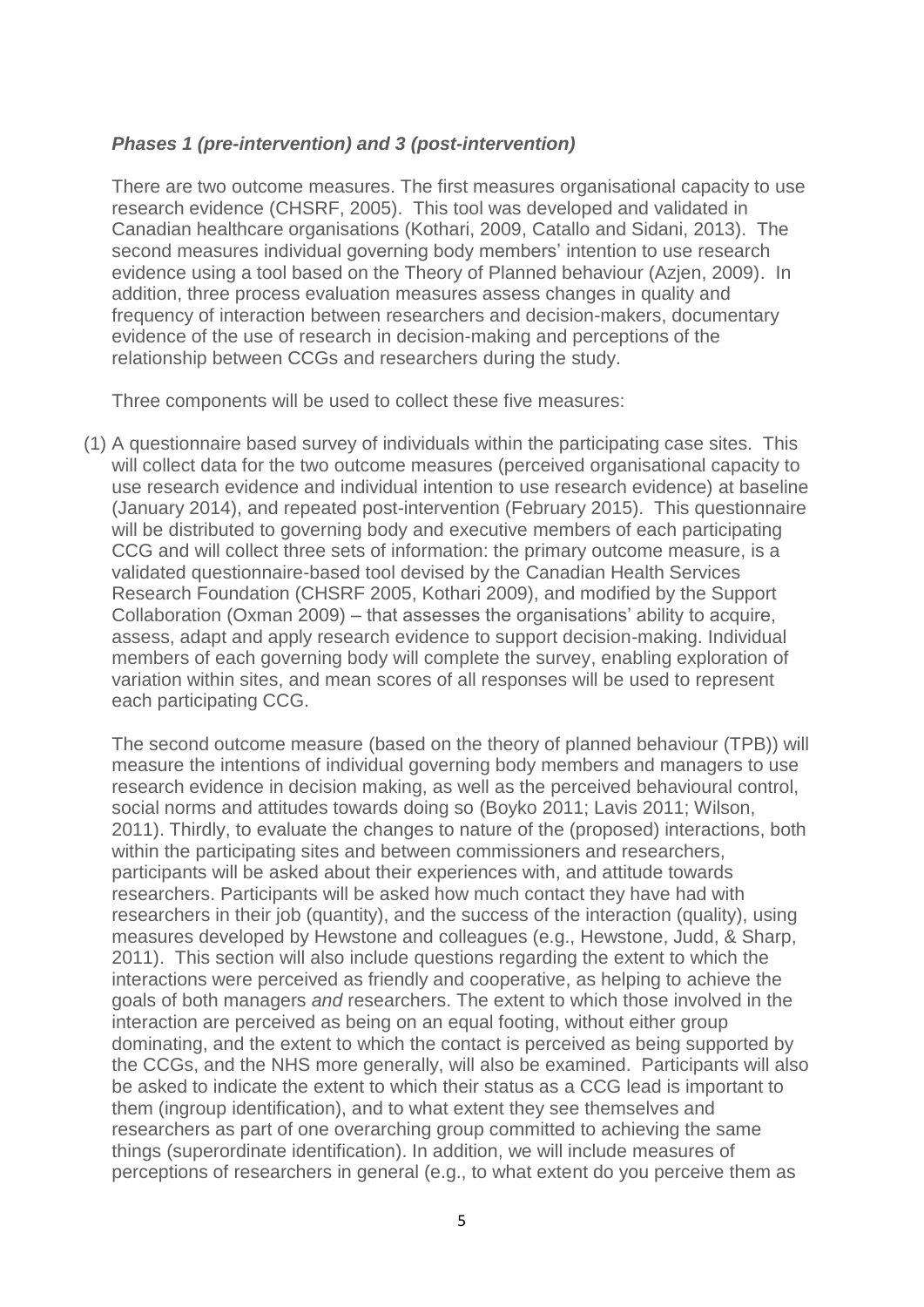### *Phases 1 (pre-intervention) and 3 (post-intervention)*

There are two outcome measures. The first measures organisational capacity to use research evidence (CHSRF, 2005). This tool was developed and validated in Canadian healthcare organisations (Kothari, 2009, Catallo and Sidani, 2013). The second measures individual governing body members' intention to use research evidence using a tool based on the Theory of Planned behaviour (Azjen, 2009). In addition, three process evaluation measures assess changes in quality and frequency of interaction between researchers and decision-makers, documentary evidence of the use of research in decision-making and perceptions of the relationship between CCGs and researchers during the study.

Three components will be used to collect these five measures:

(1) A questionnaire based survey of individuals within the participating case sites. This will collect data for the two outcome measures (perceived organisational capacity to use research evidence and individual intention to use research evidence) at baseline (January 2014), and repeated post-intervention (February 2015). This questionnaire will be distributed to governing body and executive members of each participating CCG and will collect three sets of information: the primary outcome measure, is a validated questionnaire-based tool devised by the Canadian Health Services Research Foundation (CHSRF 2005, Kothari 2009), and modified by the Support Collaboration (Oxman 2009) – that assesses the organisations' ability to acquire, assess, adapt and apply research evidence to support decision-making. Individual members of each governing body will complete the survey, enabling exploration of variation within sites, and mean scores of all responses will be used to represent each participating CCG.

The second outcome measure (based on the theory of planned behaviour (TPB)) will measure the intentions of individual governing body members and managers to use research evidence in decision making, as well as the perceived behavioural control, social norms and attitudes towards doing so (Boyko 2011; Lavis 2011; Wilson, 2011). Thirdly, to evaluate the changes to nature of the (proposed) interactions, both within the participating sites and between commissioners and researchers, participants will be asked about their experiences with, and attitude towards researchers. Participants will be asked how much contact they have had with researchers in their job (quantity), and the success of the interaction (quality), using measures developed by Hewstone and colleagues (e.g., Hewstone, Judd, & Sharp, 2011). This section will also include questions regarding the extent to which the interactions were perceived as friendly and cooperative, as helping to achieve the goals of both managers *and* researchers. The extent to which those involved in the interaction are perceived as being on an equal footing, without either group dominating, and the extent to which the contact is perceived as being supported by the CCGs, and the NHS more generally, will also be examined. Participants will also be asked to indicate the extent to which their status as a CCG lead is important to them (ingroup identification), and to what extent they see themselves and researchers as part of one overarching group committed to achieving the same things (superordinate identification). In addition, we will include measures of perceptions of researchers in general (e.g., to what extent do you perceive them as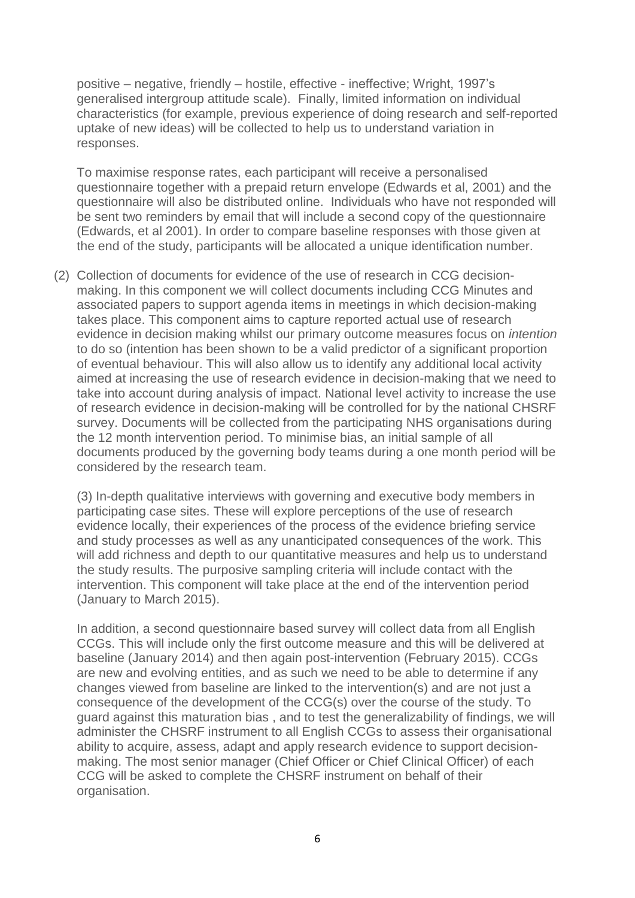positive – negative, friendly – hostile, effective - ineffective; Wright, 1997's generalised intergroup attitude scale). Finally, limited information on individual characteristics (for example, previous experience of doing research and self-reported uptake of new ideas) will be collected to help us to understand variation in responses.

To maximise response rates, each participant will receive a personalised questionnaire together with a prepaid return envelope (Edwards et al, 2001) and the questionnaire will also be distributed online. Individuals who have not responded will be sent two reminders by email that will include a second copy of the questionnaire (Edwards, et al 2001). In order to compare baseline responses with those given at the end of the study, participants will be allocated a unique identification number.

(2) Collection of documents for evidence of the use of research in CCG decision-making. In this component we will collect documents including CCG Minutes and associated papers to support agenda items in meetings in which decision-making takes place. This component aims to capture reported actual use of research evidence in decision making whilst our primary outcome measures focus on *intention* to do so (intention has been shown to be a valid predictor of a significant proportion of eventual behaviour. This will also allow us to identify any additional local activity aimed at increasing the use of research evidence in decision-making that we need to take into account during analysis of impact. National level activity to increase the use of research evidence in decision-making will be controlled for by the national CHSRF survey. Documents will be collected from the participating NHS organisations during the 12 month intervention period. To minimise bias, an initial sample of all documents produced by the governing body teams during a one month period will be considered by the research team.

(3) In-depth qualitative interviews with governing and executive body members in participating case sites. These will explore perceptions of the use of research evidence locally, their experiences of the process of the evidence briefing service and study processes as well as any unanticipated consequences of the work. This will add richness and depth to our quantitative measures and help us to understand the study results. The purposive sampling criteria will include contact with the intervention. This component will take place at the end of the intervention period (January to March 2015).

In addition, a second questionnaire based survey will collect data from all English CCGs. This will include only the first outcome measure and this will be delivered at baseline (January 2014) and then again post-intervention (February 2015). CCGs are new and evolving entities, and as such we need to be able to determine if any changes viewed from baseline are linked to the intervention(s) and are not just a consequence of the development of the CCG(s) over the course of the study. To guard against this maturation bias , and to test the generalizability of findings, we will administer the CHSRF instrument to all English CCGs to assess their organisational ability to acquire, assess, adapt and apply research evidence to support decision-making. The most senior manager (Chief Officer or Chief Clinical Officer) of each CCG will be asked to complete the CHSRF instrument on behalf of their organisation.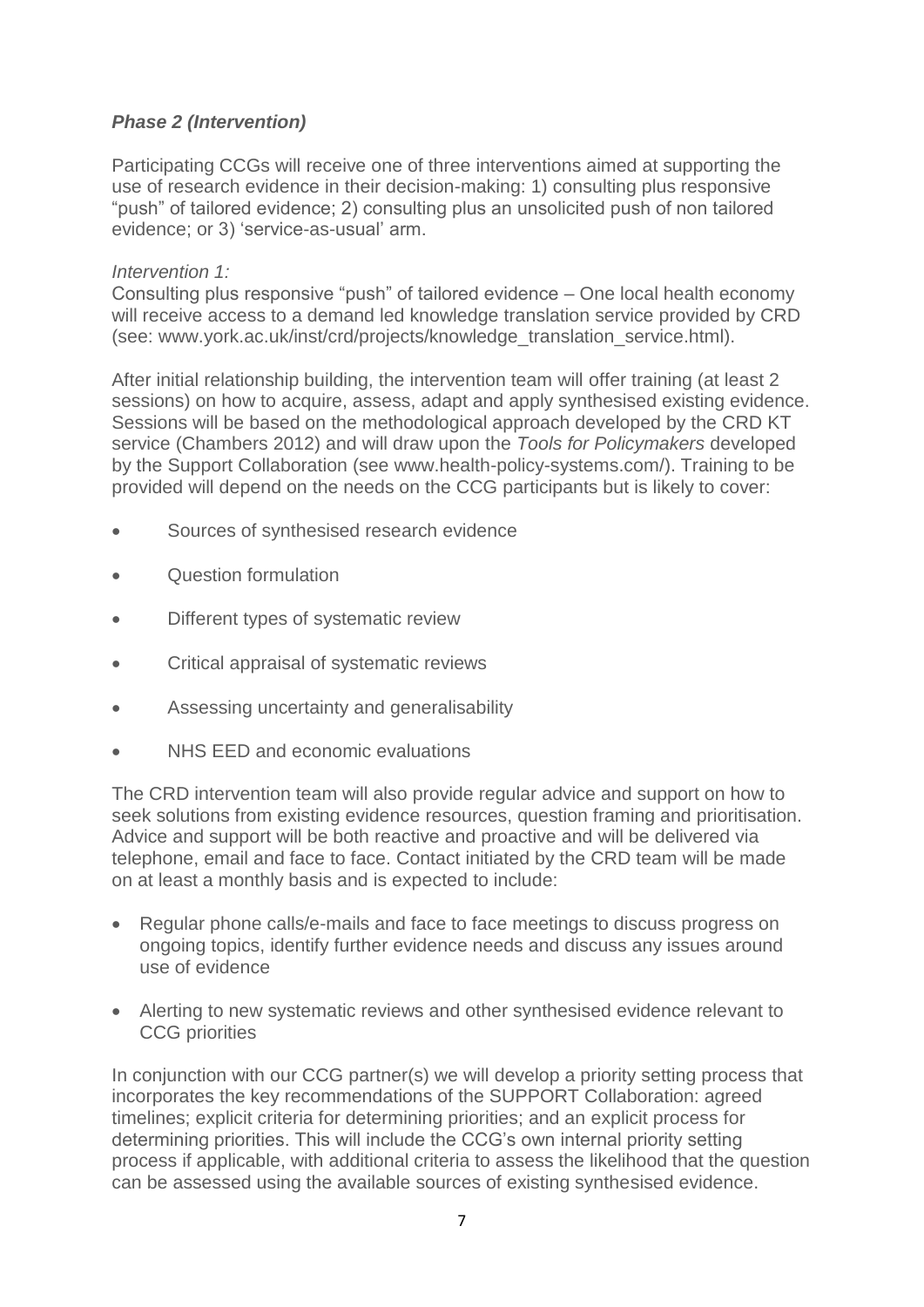### *Phase 2 (Intervention)*

Participating CCGs will receive one of three interventions aimed at supporting the use of research evidence in their decision-making: 1) consulting plus responsive "push" of tailored evidence; 2) consulting plus an unsolicited push of non tailored evidence; or 3) 'service-as-usual' arm.

*Intervention 1:*
Consulting plus responsive "push" of tailored evidence – One local health economy will receive access to a demand led knowledge translation service provided by CRD (see: www.york.ac.uk/inst/crd/projects/knowledge_translation_service.html).

After initial relationship building, the intervention team will offer training (at least 2 sessions) on how to acquire, assess, adapt and apply synthesised existing evidence. Sessions will be based on the methodological approach developed by the CRD KT service (Chambers 2012) and will draw upon the *Tools for Policymakers* developed by the Support Collaboration (see www.health-policy-systems.com/). Training to be provided will depend on the needs on the CCG participants but is likely to cover:

- Sources of synthesised research evidence
- Question formulation
- Different types of systematic review
- Critical appraisal of systematic reviews
- Assessing uncertainty and generalisability
- NHS EED and economic evaluations

The CRD intervention team will also provide regular advice and support on how to seek solutions from existing evidence resources, question framing and prioritisation. Advice and support will be both reactive and proactive and will be delivered via telephone, email and face to face. Contact initiated by the CRD team will be made on at least a monthly basis and is expected to include:

- Regular phone calls/e-mails and face to face meetings to discuss progress on ongoing topics, identify further evidence needs and discuss any issues around use of evidence
- Alerting to new systematic reviews and other synthesised evidence relevant to CCG priorities

In conjunction with our CCG partner(s) we will develop a priority setting process that incorporates the key recommendations of the SUPPORT Collaboration: agreed timelines; explicit criteria for determining priorities; and an explicit process for determining priorities. This will include the CCG's own internal priority setting process if applicable, with additional criteria to assess the likelihood that the question can be assessed using the available sources of existing synthesised evidence.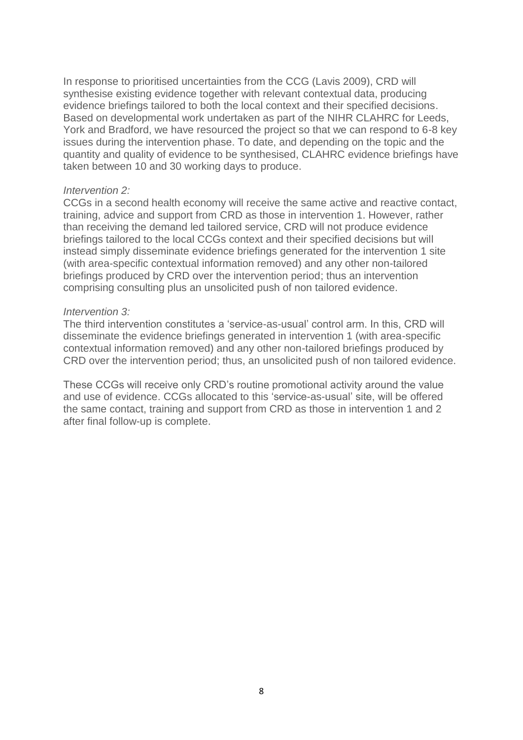In response to prioritised uncertainties from the CCG (Lavis 2009), CRD will synthesise existing evidence together with relevant contextual data, producing evidence briefings tailored to both the local context and their specified decisions. Based on developmental work undertaken as part of the NIHR CLAHRC for Leeds, York and Bradford, we have resourced the project so that we can respond to 6-8 key issues during the intervention phase. To date, and depending on the topic and the quantity and quality of evidence to be synthesised, CLAHRC evidence briefings have taken between 10 and 30 working days to produce.

*Intervention 2:*

CCGs in a second health economy will receive the same active and reactive contact, training, advice and support from CRD as those in intervention 1. However, rather than receiving the demand led tailored service, CRD will not produce evidence briefings tailored to the local CCGs context and their specified decisions but will instead simply disseminate evidence briefings generated for the intervention 1 site (with area-specific contextual information removed) and any other non-tailored briefings produced by CRD over the intervention period; thus an intervention comprising consulting plus an unsolicited push of non tailored evidence.

*Intervention 3:*

The third intervention constitutes a 'service-as-usual' control arm. In this, CRD will disseminate the evidence briefings generated in intervention 1 (with area-specific contextual information removed) and any other non-tailored briefings produced by CRD over the intervention period; thus, an unsolicited push of non tailored evidence.

These CCGs will receive only CRD's routine promotional activity around the value and use of evidence. CCGs allocated to this 'service-as-usual' site, will be offered the same contact, training and support from CRD as those in intervention 1 and 2 after final follow-up is complete.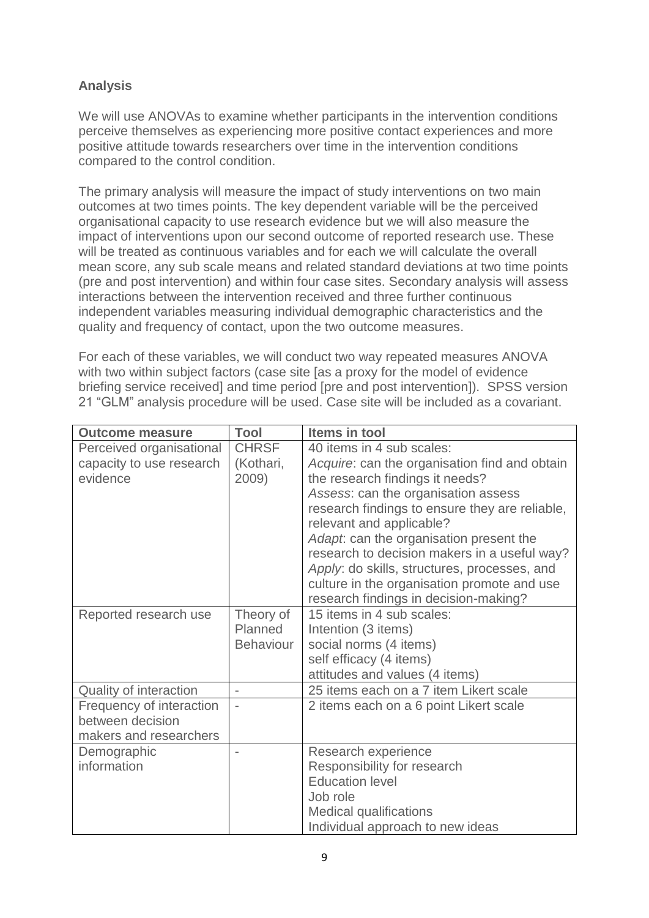**Analysis**

We will use ANOVAs to examine whether participants in the intervention conditions perceive themselves as experiencing more positive contact experiences and more positive attitude towards researchers over time in the intervention conditions compared to the control condition.

The primary analysis will measure the impact of study interventions on two main outcomes at two times points. The key dependent variable will be the perceived organisational capacity to use research evidence but we will also measure the impact of interventions upon our second outcome of reported research use. These will be treated as continuous variables and for each we will calculate the overall mean score, any sub scale means and related standard deviations at two time points (pre and post intervention) and within four case sites. Secondary analysis will assess interactions between the intervention received and three further continuous independent variables measuring individual demographic characteristics and the quality and frequency of contact, upon the two outcome measures.

For each of these variables, we will conduct two way repeated measures ANOVA with two within subject factors (case site [as a proxy for the model of evidence briefing service received] and time period [pre and post intervention]). SPSS version 21 "GLM" analysis procedure will be used. Case site will be included as a covariant.

| **Outcome measure** | **Tool** | **Items in tool** |
|---|---|---|
| Perceived organisational capacity to use research evidence | CHRSF (Kothari, 2009) | 40 items in 4 sub scales:<br>*Acquire*: can the organisation find and obtain the research findings it needs?<br>*Assess*: can the organisation assess research findings to ensure they are reliable, relevant and applicable?<br>*Adapt*: can the organisation present the research to decision makers in a useful way?<br>*Apply*: do skills, structures, processes, and culture in the organisation promote and use research findings in decision-making? |
| Reported research use | Theory of Planned Behaviour | 15 items in 4 sub scales:<br>Intention (3 items)<br>social norms (4 items)<br>self efficacy (4 items)<br>attitudes and values (4 items) |
| Quality of interaction | - | 25 items each on a 7 item Likert scale |
| Frequency of interaction between decision makers and researchers | - | 2 items each on a 6 point Likert scale |
| Demographic information | - | Research experience<br>Responsibility for research<br>Education level<br>Job role<br>Medical qualifications<br>Individual approach to new ideas |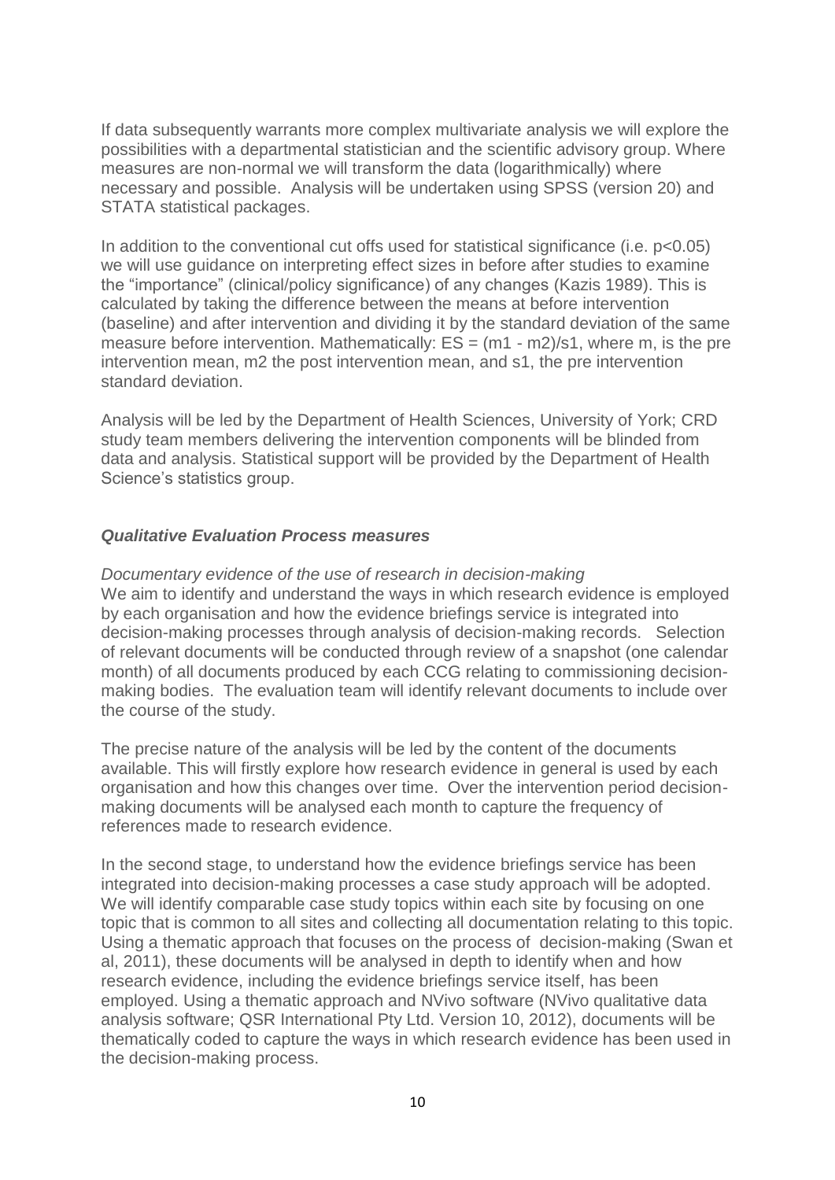If data subsequently warrants more complex multivariate analysis we will explore the possibilities with a departmental statistician and the scientific advisory group. Where measures are non-normal we will transform the data (logarithmically) where necessary and possible. Analysis will be undertaken using SPSS (version 20) and STATA statistical packages.

In addition to the conventional cut offs used for statistical significance (i.e. $p<0.05$) we will use guidance on interpreting effect sizes in before after studies to examine the "importance" (clinical/policy significance) of any changes (Kazis 1989). This is calculated by taking the difference between the means at before intervention (baseline) and after intervention and dividing it by the standard deviation of the same measure before intervention. Mathematically: $ES = (m1 - m2)/s1$, where m, is the pre intervention mean, m2 the post intervention mean, and s1, the pre intervention standard deviation.

Analysis will be led by the Department of Health Sciences, University of York; CRD study team members delivering the intervention components will be blinded from data and analysis. Statistical support will be provided by the Department of Health Science's statistics group.

### *Qualitative Evaluation Process measures*

*Documentary evidence of the use of research in decision-making*

We aim to identify and understand the ways in which research evidence is employed by each organisation and how the evidence briefings service is integrated into decision-making processes through analysis of decision-making records. Selection of relevant documents will be conducted through review of a snapshot (one calendar month) of all documents produced by each CCG relating to commissioning decision-making bodies. The evaluation team will identify relevant documents to include over the course of the study.

The precise nature of the analysis will be led by the content of the documents available. This will firstly explore how research evidence in general is used by each organisation and how this changes over time. Over the intervention period decision-making documents will be analysed each month to capture the frequency of references made to research evidence.

In the second stage, to understand how the evidence briefings service has been integrated into decision-making processes a case study approach will be adopted. We will identify comparable case study topics within each site by focusing on one topic that is common to all sites and collecting all documentation relating to this topic. Using a thematic approach that focuses on the process of decision-making (Swan et al, 2011), these documents will be analysed in depth to identify when and how research evidence, including the evidence briefings service itself, has been employed. Using a thematic approach and NVivo software (NVivo qualitative data analysis software; QSR International Pty Ltd. Version 10, 2012), documents will be thematically coded to capture the ways in which research evidence has been used in the decision-making process.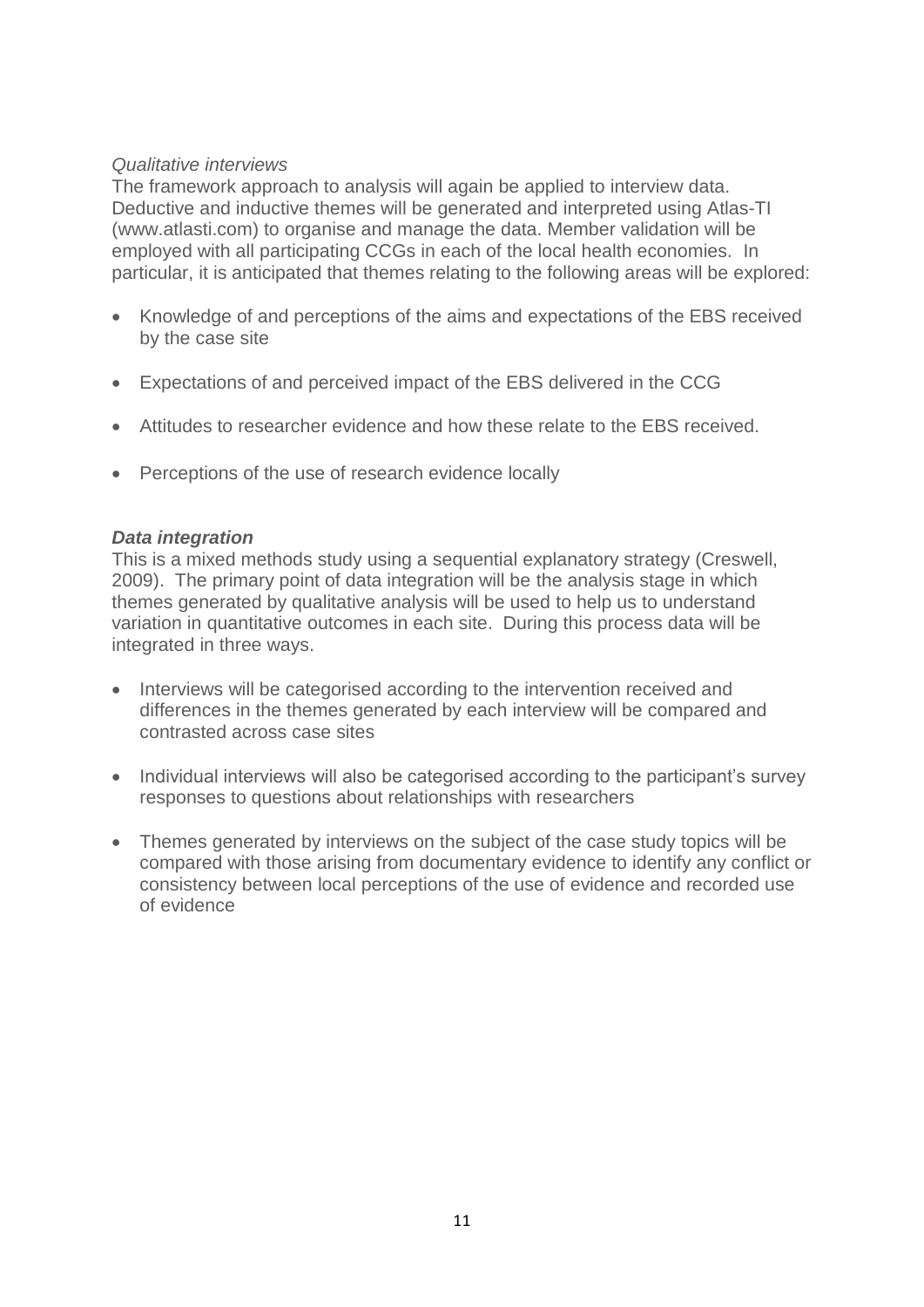*Qualitative interviews*

The framework approach to analysis will again be applied to interview data. Deductive and inductive themes will be generated and interpreted using Atlas-TI (www.atlasti.com) to organise and manage the data. Member validation will be employed with all participating CCGs in each of the local health economies. In particular, it is anticipated that themes relating to the following areas will be explored:

- Knowledge of and perceptions of the aims and expectations of the EBS received by the case site
- Expectations of and perceived impact of the EBS delivered in the CCG
- Attitudes to researcher evidence and how these relate to the EBS received.
- Perceptions of the use of research evidence locally

***Data integration***

This is a mixed methods study using a sequential explanatory strategy (Creswell, 2009). The primary point of data integration will be the analysis stage in which themes generated by qualitative analysis will be used to help us to understand variation in quantitative outcomes in each site. During this process data will be integrated in three ways.

- Interviews will be categorised according to the intervention received and differences in the themes generated by each interview will be compared and contrasted across case sites
- Individual interviews will also be categorised according to the participant's survey responses to questions about relationships with researchers
- Themes generated by interviews on the subject of the case study topics will be compared with those arising from documentary evidence to identify any conflict or consistency between local perceptions of the use of evidence and recorded use of evidence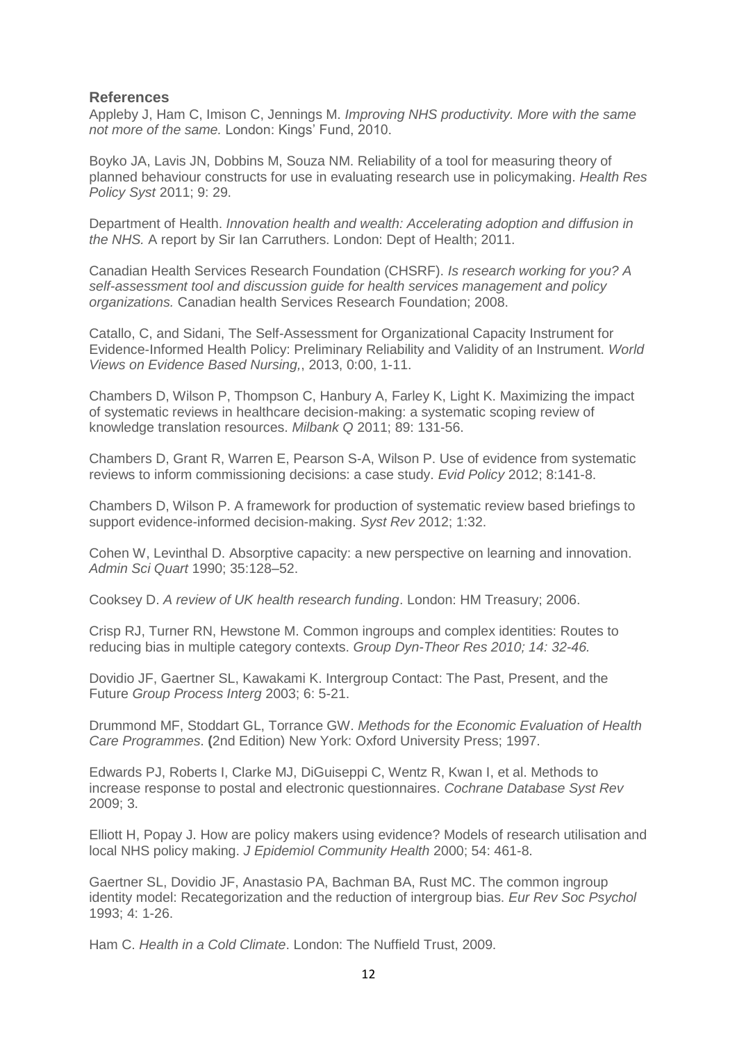## References

Appleby J, Ham C, Imison C, Jennings M. *Improving NHS productivity. More with the same not more of the same.* London: Kings' Fund, 2010.

Boyko JA, Lavis JN, Dobbins M, Souza NM. Reliability of a tool for measuring theory of planned behaviour constructs for use in evaluating research use in policymaking. *Health Res Policy Syst* 2011; 9: 29.

Department of Health. *Innovation health and wealth: Accelerating adoption and diffusion in the NHS.* A report by Sir Ian Carruthers. London: Dept of Health; 2011.

Canadian Health Services Research Foundation (CHSRF). *Is research working for you? A self-assessment tool and discussion guide for health services management and policy organizations.* Canadian health Services Research Foundation; 2008.

Catallo, C, and Sidani, The Self-Assessment for Organizational Capacity Instrument for Evidence-Informed Health Policy: Preliminary Reliability and Validity of an Instrument. *World Views on Evidence Based Nursing,*, 2013, 0:00, 1-11.

Chambers D, Wilson P, Thompson C, Hanbury A, Farley K, Light K. Maximizing the impact of systematic reviews in healthcare decision-making: a systematic scoping review of knowledge translation resources. *Milbank Q* 2011; 89: 131-56.

Chambers D, Grant R, Warren E, Pearson S-A, Wilson P. Use of evidence from systematic reviews to inform commissioning decisions: a case study. *Evid Policy* 2012; 8:141-8.

Chambers D, Wilson P. A framework for production of systematic review based briefings to support evidence-informed decision-making. *Syst Rev* 2012; 1:32.

Cohen W, Levinthal D. Absorptive capacity: a new perspective on learning and innovation. *Admin Sci Quart* 1990; 35:128–52.

Cooksey D. *A review of UK health research funding*. London: HM Treasury; 2006.

Crisp RJ, Turner RN, Hewstone M. Common ingroups and complex identities: Routes to reducing bias in multiple category contexts. *Group Dyn-Theor Res 2010; 14: 32-46.*

Dovidio JF, Gaertner SL, Kawakami K. Intergroup Contact: The Past, Present, and the Future *Group Process Interg* 2003; 6: 5-21.

Drummond MF, Stoddart GL, Torrance GW. *Methods for the Economic Evaluation of Health Care Programmes*. **(**2nd Edition) New York: Oxford University Press; 1997.

Edwards PJ, Roberts I, Clarke MJ, DiGuiseppi C, Wentz R, Kwan I, et al. Methods to increase response to postal and electronic questionnaires. *Cochrane Database Syst Rev* 2009; 3.

Elliott H, Popay J. How are policy makers using evidence? Models of research utilisation and local NHS policy making. *J Epidemiol Community Health* 2000; 54: 461-8.

Gaertner SL, Dovidio JF, Anastasio PA, Bachman BA, Rust MC. The common ingroup identity model: Recategorization and the reduction of intergroup bias. *Eur Rev Soc Psychol* 1993; 4: 1-26.

Ham C. *Health in a Cold Climate*. London: The Nuffield Trust, 2009.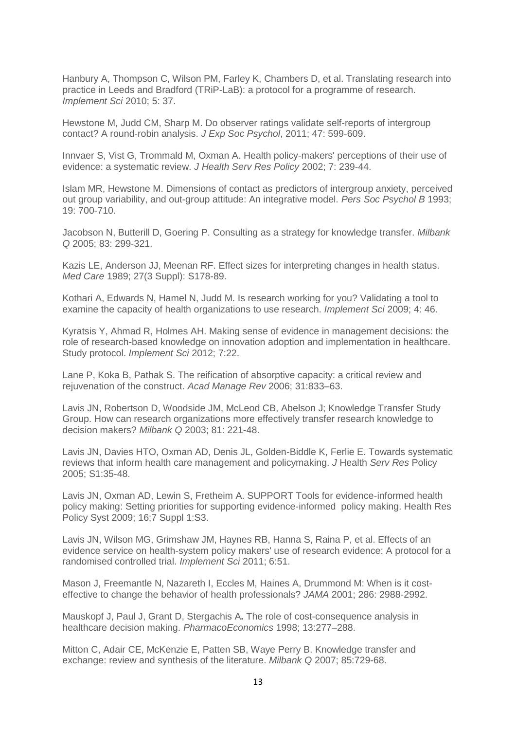Hanbury A, Thompson C, Wilson PM, Farley K, Chambers D, et al. Translating research into practice in Leeds and Bradford (TRiP-LaB): a protocol for a programme of research. *Implement Sci* 2010; 5: 37.

Hewstone M, Judd CM, Sharp M. Do observer ratings validate self-reports of intergroup contact? A round-robin analysis. *J Exp Soc Psychol*, 2011; 47: 599-609.

Innvaer S, Vist G, Trommald M, Oxman A. Health policy-makers' perceptions of their use of evidence: a systematic review. *J Health Serv Res Policy* 2002; 7: 239-44.

Islam MR, Hewstone M. Dimensions of contact as predictors of intergroup anxiety, perceived out group variability, and out-group attitude: An integrative model. *Pers Soc Psychol B* 1993; 19: 700-710.

Jacobson N, Butterill D, Goering P. Consulting as a strategy for knowledge transfer. *Milbank Q* 2005; 83: 299-321.

Kazis LE, Anderson JJ, Meenan RF. Effect sizes for interpreting changes in health status. *Med Care* 1989; 27(3 Suppl): S178-89.

Kothari A, Edwards N, Hamel N, Judd M. Is research working for you? Validating a tool to examine the capacity of health organizations to use research. *Implement Sci* 2009; 4: 46.

Kyratsis Y, Ahmad R, Holmes AH. Making sense of evidence in management decisions: the role of research-based knowledge on innovation adoption and implementation in healthcare. Study protocol. *Implement Sci* 2012; 7:22.

Lane P, Koka B, Pathak S. The reification of absorptive capacity: a critical review and rejuvenation of the construct. *Acad Manage Rev* 2006; 31:833–63.

Lavis JN, Robertson D, Woodside JM, McLeod CB, Abelson J; Knowledge Transfer Study Group. How can research organizations more effectively transfer research knowledge to decision makers? *Milbank Q* 2003; 81: 221-48.

Lavis JN, Davies HTO, Oxman AD, Denis JL, Golden-Biddle K, Ferlie E. Towards systematic reviews that inform health care management and policymaking. *J* Health *Serv Res* Policy 2005; S1:35-48.

Lavis JN, Oxman AD, Lewin S, Fretheim A. SUPPORT Tools for evidence-informed health policy making: Setting priorities for supporting evidence-informed policy making. Health Res Policy Syst 2009; 16;7 Suppl 1:S3.

Lavis JN, Wilson MG, Grimshaw JM, Haynes RB, Hanna S, Raina P, et al. Effects of an evidence service on health-system policy makers' use of research evidence: A protocol for a randomised controlled trial. *Implement Sci* 2011; 6:51.

Mason J, Freemantle N, Nazareth I, Eccles M, Haines A, Drummond M: When is it cost-effective to change the behavior of health professionals? *JAMA* 2001; 286: 2988-2992.

Mauskopf J, Paul J, Grant D, Stergachis A**.** The role of cost-consequence analysis in healthcare decision making. *PharmacoEconomics* 1998; 13:277–288.

Mitton C, Adair CE, McKenzie E, Patten SB, Waye Perry B. Knowledge transfer and exchange: review and synthesis of the literature. *Milbank Q* 2007; 85:729-68.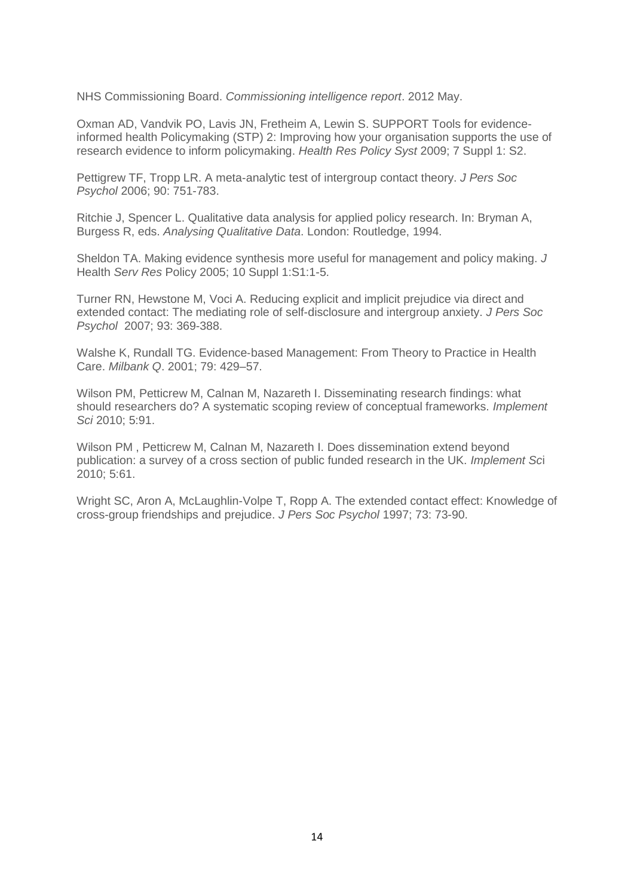NHS Commissioning Board. *Commissioning intelligence report*. 2012 May.

Oxman AD, Vandvik PO, Lavis JN, Fretheim A, Lewin S. SUPPORT Tools for evidence-informed health Policymaking (STP) 2: Improving how your organisation supports the use of research evidence to inform policymaking. *Health Res Policy Syst* 2009; 7 Suppl 1: S2.

Pettigrew TF, Tropp LR. A meta-analytic test of intergroup contact theory. *J Pers Soc Psychol* 2006; 90: 751-783.

Ritchie J, Spencer L. Qualitative data analysis for applied policy research. In: Bryman A, Burgess R, eds. *Analysing Qualitative Data*. London: Routledge, 1994.

Sheldon TA. Making evidence synthesis more useful for management and policy making. *J* Health *Serv Res* Policy 2005; 10 Suppl 1:S1:1-5.

Turner RN, Hewstone M, Voci A. Reducing explicit and implicit prejudice via direct and extended contact: The mediating role of self-disclosure and intergroup anxiety. *J Pers Soc Psychol* 2007; 93: 369-388.

Walshe K, Rundall TG. Evidence-based Management: From Theory to Practice in Health Care. *Milbank Q*. 2001; 79: 429–57.

Wilson PM, Petticrew M, Calnan M, Nazareth I. Disseminating research findings: what should researchers do? A systematic scoping review of conceptual frameworks. *Implement Sci* 2010; 5:91.

Wilson PM , Petticrew M, Calnan M, Nazareth I. Does dissemination extend beyond publication: a survey of a cross section of public funded research in the UK. *Implement Sc*i 2010; 5:61.

Wright SC, Aron A, McLaughlin-Volpe T, Ropp A. The extended contact effect: Knowledge of cross-group friendships and prejudice. *J Pers Soc Psychol* 1997; 73: 73-90.